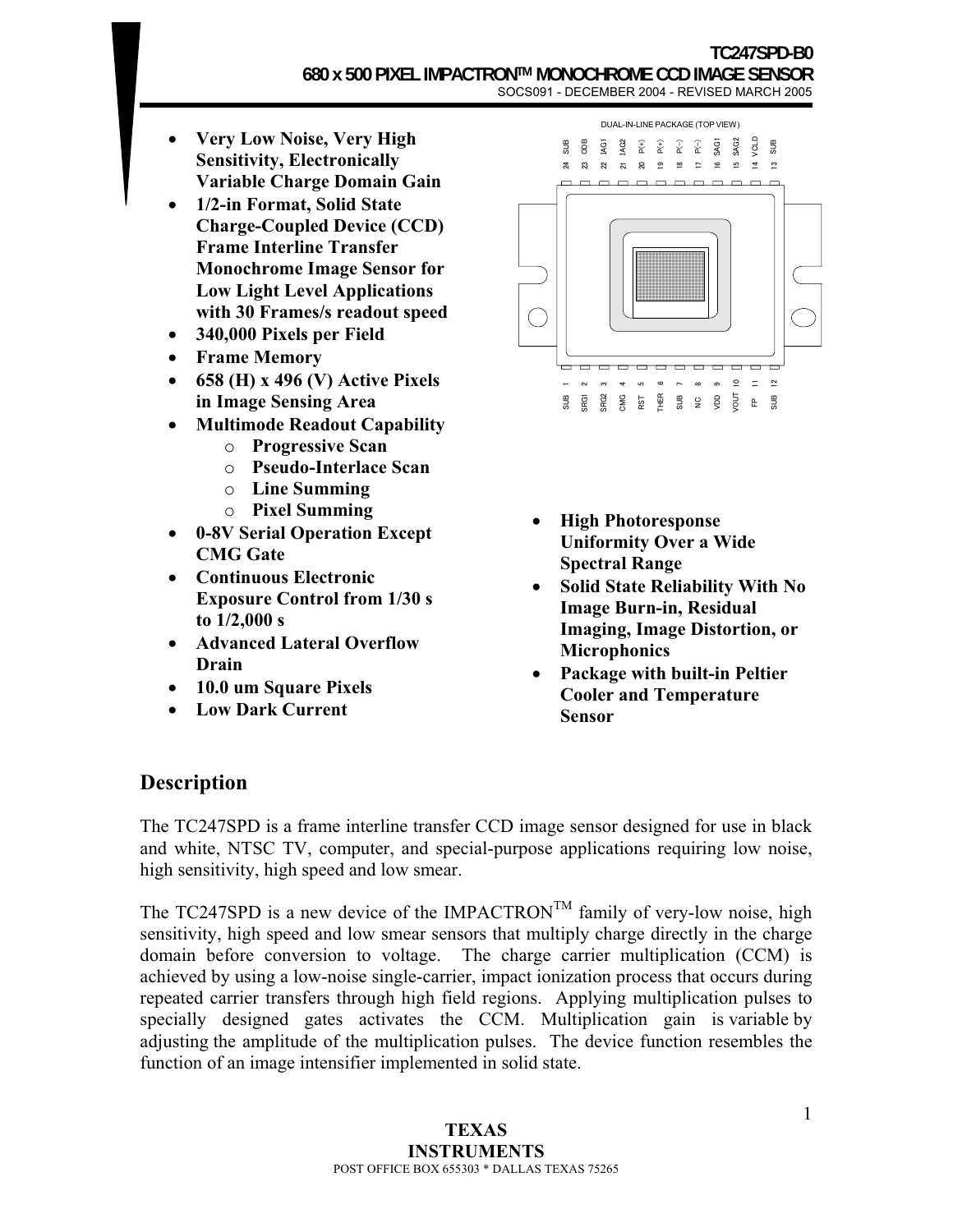# TC247SPD-B0

## 680 x 500 PIXEL IMPACTRON™ MONOCHROME CCD IMAGE SENSOR

SOCS091 - DECEMBER 2004 - REVISED MARCH 2005

- **Very Low Noise, Very High Sensitivity, Electronically Variable Charge Domain Gain**
- **1/2-in Format, Solid State Charge-Coupled Device (CCD) Frame Interline Transfer Monochrome Image Sensor for Low Light Level Applications with 30 Frames/s readout speed**
- **340,000 Pixels per Field**
- **Frame Memory**
- **658 (H) x 496 (V) Active Pixels in Image Sensing Area**
- **Multimode Readout Capability**
  - **Progressive Scan**
  - **Pseudo-Interlace Scan**
  - **Line Summing**
  - **Pixel Summing**
- **0-8V Serial Operation Except CMG Gate**
- **Continuous Electronic Exposure Control from 1/30 s to 1/2,000 s**
- **Advanced Lateral Overflow Drain**
- **10.0 um Square Pixels**
- **Low Dark Current**
- **High Photoresponse Uniformity Over a Wide Spectral Range**
- **Solid State Reliability With No Image Burn-in, Residual Imaging, Image Distortion, or Microphonics**
- **Package with built-in Peltier Cooler and Temperature Sensor**

DUAL-IN-LINE PACKAGE (TOP VIEW)

| Pin | Name | Pin | Name |
|---|---|---|---|
| 1 | SUB | 24 | SUB |
| 2 | SRG1 | 23 | ODB |
| 3 | SRG2 | 22 | IAG1 |
| 4 | CMG | 21 | IAG2 |
| 5 | RST | 20 | P(+) |
| 6 | THER | 19 | P(+) |
| 7 | SUB | 18 | P(-) |
| 8 | NC | 17 | P(-) |
| 9 | VDD | 16 | SAG1 |
| 10 | VOUT | 15 | SAG2 |
| 11 | FP | 14 | VCLD |
| 12 | SUB | 13 | SUB |

## Description

The TC247SPD is a frame interline transfer CCD image sensor designed for use in black and white, NTSC TV, computer, and special-purpose applications requiring low noise, high sensitivity, high speed and low smear.

The TC247SPD is a new device of the IMPACTRON™ family of very-low noise, high sensitivity, high speed and low smear sensors that multiply charge directly in the charge domain before conversion to voltage. The charge carrier multiplication (CCM) is achieved by using a low-noise single-carrier, impact ionization process that occurs during repeated carrier transfers through high field regions. Applying multiplication pulses to specially designed gates activates the CCM. Multiplication gain is variable by adjusting the amplitude of the multiplication pulses. The device function resembles the function of an image intensifier implemented in solid state.

**TEXAS INSTRUMENTS**

POST OFFICE BOX 655303 * DALLAS TEXAS 75265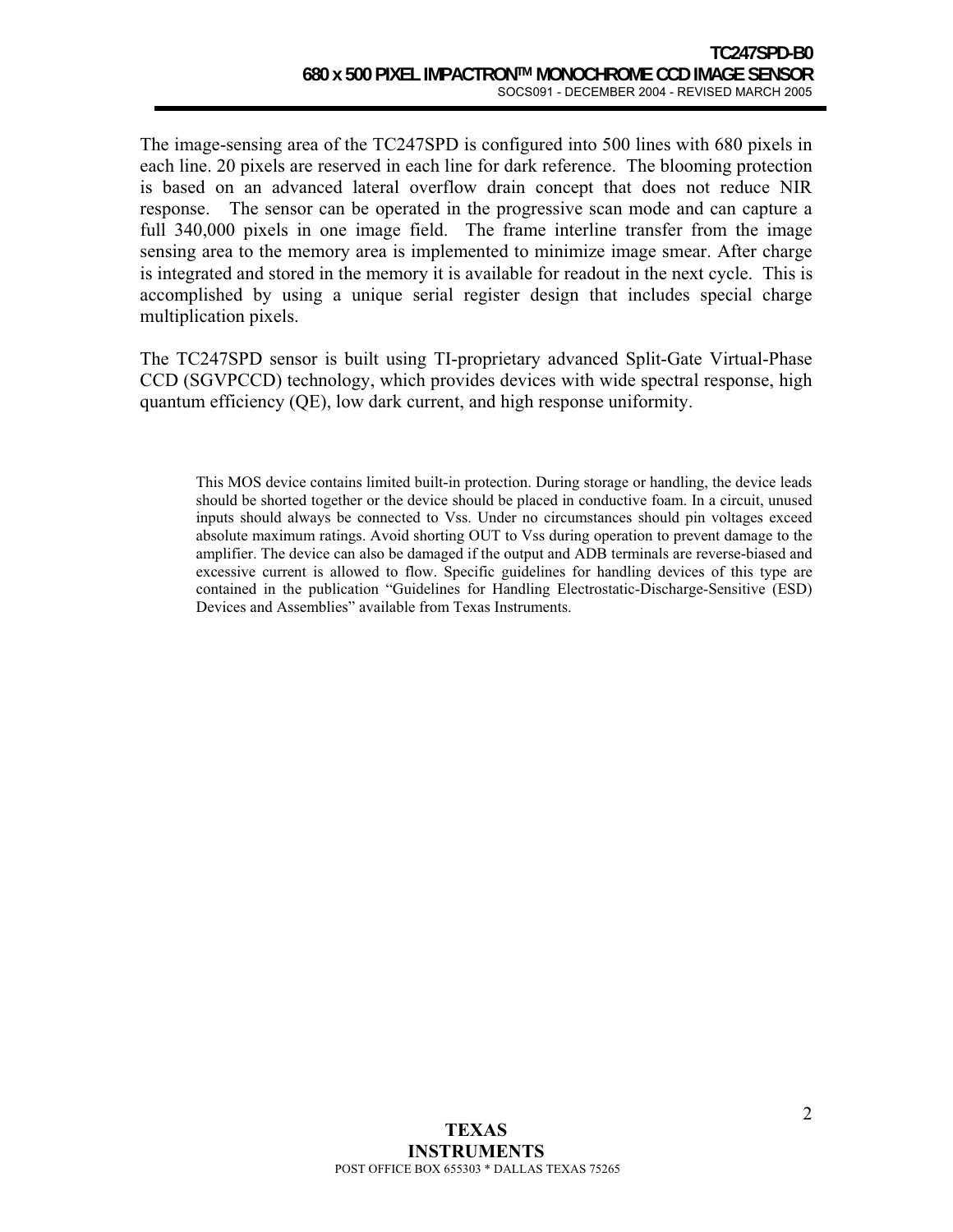The image-sensing area of the TC247SPD is configured into 500 lines with 680 pixels in each line. 20 pixels are reserved in each line for dark reference. The blooming protection is based on an advanced lateral overflow drain concept that does not reduce NIR response. The sensor can be operated in the progressive scan mode and can capture a full 340,000 pixels in one image field. The frame interline transfer from the image sensing area to the memory area is implemented to minimize image smear. After charge is integrated and stored in the memory it is available for readout in the next cycle. This is accomplished by using a unique serial register design that includes special charge multiplication pixels.

The TC247SPD sensor is built using TI-proprietary advanced Split-Gate Virtual-Phase CCD (SGVPCCD) technology, which provides devices with wide spectral response, high quantum efficiency (QE), low dark current, and high response uniformity.

This MOS device contains limited built-in protection. During storage or handling, the device leads should be shorted together or the device should be placed in conductive foam. In a circuit, unused inputs should always be connected to Vss. Under no circumstances should pin voltages exceed absolute maximum ratings. Avoid shorting OUT to Vss during operation to prevent damage to the amplifier. The device can also be damaged if the output and ADB terminals are reverse-biased and excessive current is allowed to flow. Specific guidelines for handling devices of this type are contained in the publication "Guidelines for Handling Electrostatic-Discharge-Sensitive (ESD) Devices and Assemblies" available from Texas Instruments.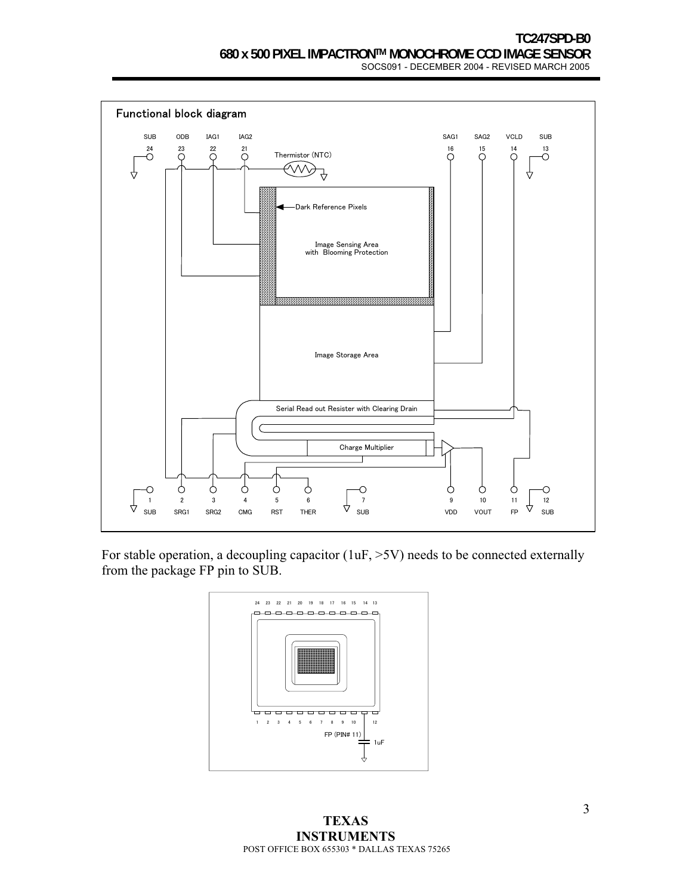## Functional block diagram

SUB 24, ODB 23, IAG1 22, IAG2 21, Thermistor (NTC), SAG1 16, SAG2 15, VCLD 14, SUB 13

Dark Reference Pixels

Image Sensing Area with Blooming Protection

Image Storage Area

Serial Read out Resister with Clearing Drain

Charge Multiplier

1 SUB, 2 SRG1, 3 SRG2, 4 CMG, 5 RST, 6 THER, 7 SUB, 9 VDD, 10 VOUT, 11 FP, 12 SUB

For stable operation, a decoupling capacitor (1uF, >5V) needs to be connected externally from the package FP pin to SUB.

FP (PIN# 11) 1uF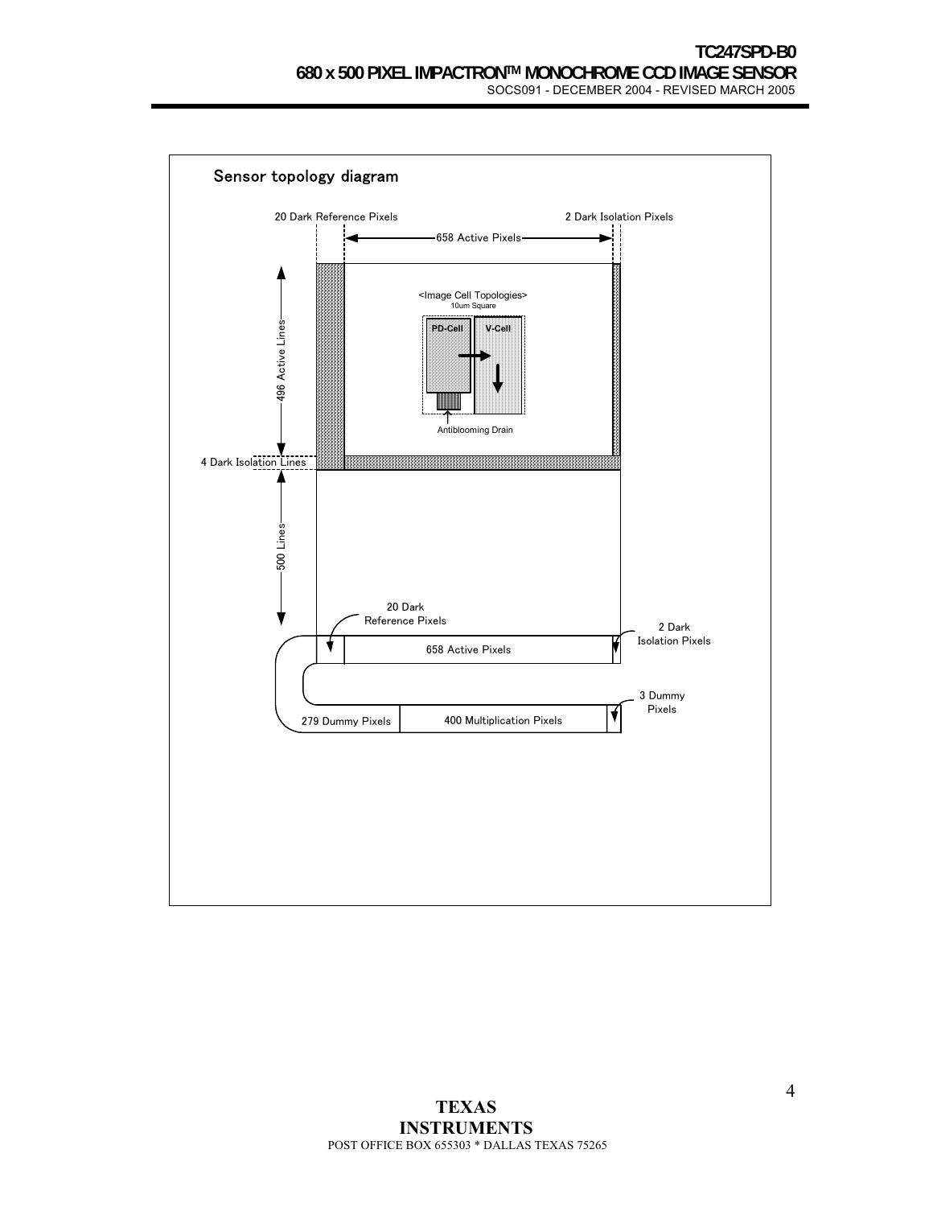Sensor topology diagram

20 Dark Reference Pixels

2 Dark Isolation Pixels

658 Active Pixels

496 Active Lines

<Image Cell Topologies>
10um Square

PD-Cell

V-Cell

Antiblooming Drain

4 Dark Isolation Lines

500 Lines

20 Dark Reference Pixels

658 Active Pixels

2 Dark Isolation Pixels

3 Dummy Pixels

279 Dummy Pixels

400 Multiplication Pixels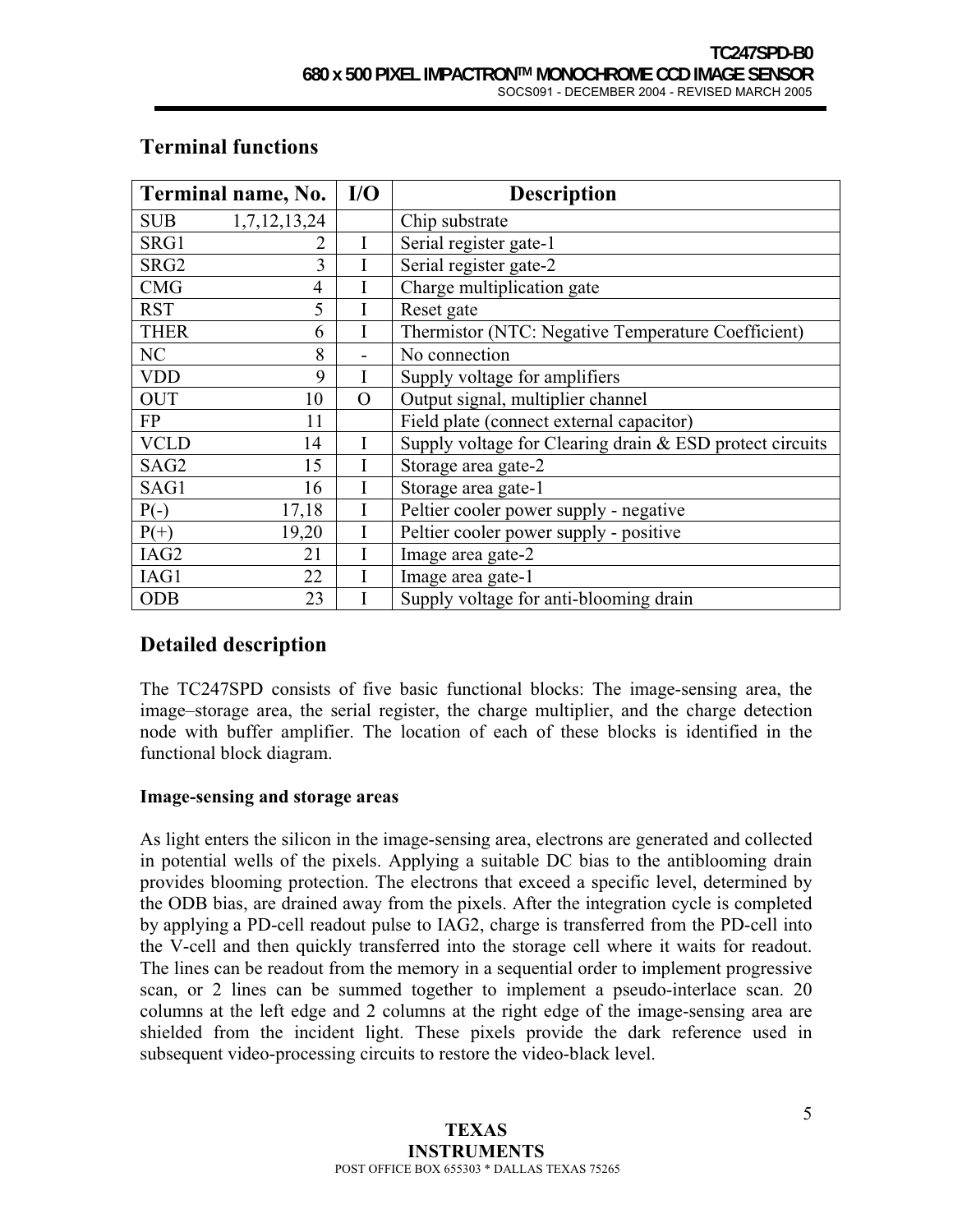## Terminal functions

| Terminal name, No. | | I/O | Description |
|---|---|---|---|
| SUB | 1,7,12,13,24 | | Chip substrate |
| SRG1 | 2 | I | Serial register gate-1 |
| SRG2 | 3 | I | Serial register gate-2 |
| CMG | 4 | I | Charge multiplication gate |
| RST | 5 | I | Reset gate |
| THER | 6 | I | Thermistor (NTC: Negative Temperature Coefficient) |
| NC | 8 | - | No connection |
| VDD | 9 | I | Supply voltage for amplifiers |
| OUT | 10 | O | Output signal, multiplier channel |
| FP | 11 | | Field plate (connect external capacitor) |
| VCLD | 14 | I | Supply voltage for Clearing drain & ESD protect circuits |
| SAG2 | 15 | I | Storage area gate-2 |
| SAG1 | 16 | I | Storage area gate-1 |
| P(-) | 17,18 | I | Peltier cooler power supply - negative |
| P(+) | 19,20 | I | Peltier cooler power supply - positive |
| IAG2 | 21 | I | Image area gate-2 |
| IAG1 | 22 | I | Image area gate-1 |
| ODB | 23 | I | Supply voltage for anti-blooming drain |

## Detailed description

The TC247SPD consists of five basic functional blocks: The image-sensing area, the image–storage area, the serial register, the charge multiplier, and the charge detection node with buffer amplifier. The location of each of these blocks is identified in the functional block diagram.

### Image-sensing and storage areas

As light enters the silicon in the image-sensing area, electrons are generated and collected in potential wells of the pixels. Applying a suitable DC bias to the antiblooming drain provides blooming protection. The electrons that exceed a specific level, determined by the ODB bias, are drained away from the pixels. After the integration cycle is completed by applying a PD-cell readout pulse to IAG2, charge is transferred from the PD-cell into the V-cell and then quickly transferred into the storage cell where it waits for readout. The lines can be readout from the memory in a sequential order to implement progressive scan, or 2 lines can be summed together to implement a pseudo-interlace scan. 20 columns at the left edge and 2 columns at the right edge of the image-sensing area are shielded from the incident light. These pixels provide the dark reference used in subsequent video-processing circuits to restore the video-black level.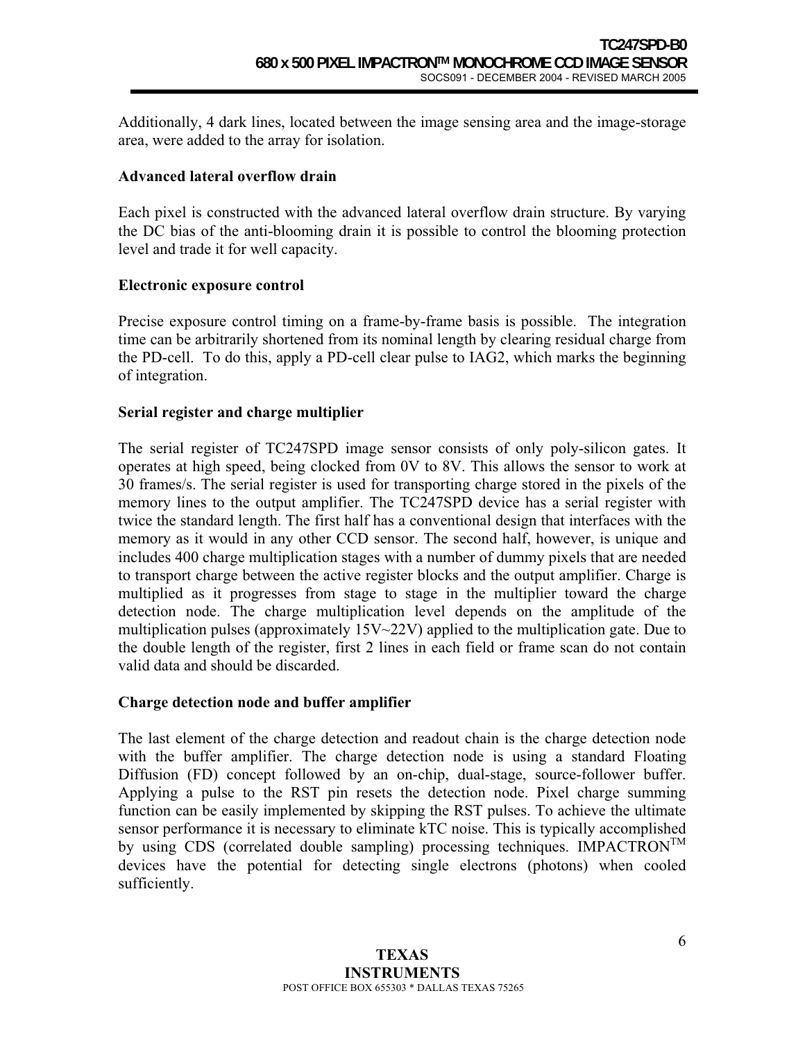Additionally, 4 dark lines, located between the image sensing area and the image-storage area, were added to the array for isolation.

**Advanced lateral overflow drain**

Each pixel is constructed with the advanced lateral overflow drain structure. By varying the DC bias of the anti-blooming drain it is possible to control the blooming protection level and trade it for well capacity.

**Electronic exposure control**

Precise exposure control timing on a frame-by-frame basis is possible. The integration time can be arbitrarily shortened from its nominal length by clearing residual charge from the PD-cell. To do this, apply a PD-cell clear pulse to IAG2, which marks the beginning of integration.

**Serial register and charge multiplier**

The serial register of TC247SPD image sensor consists of only poly-silicon gates. It operates at high speed, being clocked from 0V to 8V. This allows the sensor to work at 30 frames/s. The serial register is used for transporting charge stored in the pixels of the memory lines to the output amplifier. The TC247SPD device has a serial register with twice the standard length. The first half has a conventional design that interfaces with the memory as it would in any other CCD sensor. The second half, however, is unique and includes 400 charge multiplication stages with a number of dummy pixels that are needed to transport charge between the active register blocks and the output amplifier. Charge is multiplied as it progresses from stage to stage in the multiplier toward the charge detection node. The charge multiplication level depends on the amplitude of the multiplication pulses (approximately 15V~22V) applied to the multiplication gate. Due to the double length of the register, first 2 lines in each field or frame scan do not contain valid data and should be discarded.

**Charge detection node and buffer amplifier**

The last element of the charge detection and readout chain is the charge detection node with the buffer amplifier. The charge detection node is using a standard Floating Diffusion (FD) concept followed by an on-chip, dual-stage, source-follower buffer. Applying a pulse to the RST pin resets the detection node. Pixel charge summing function can be easily implemented by skipping the RST pulses. To achieve the ultimate sensor performance it is necessary to eliminate kTC noise. This is typically accomplished by using CDS (correlated double sampling) processing techniques. IMPACTRON™ devices have the potential for detecting single electrons (photons) when cooled sufficiently.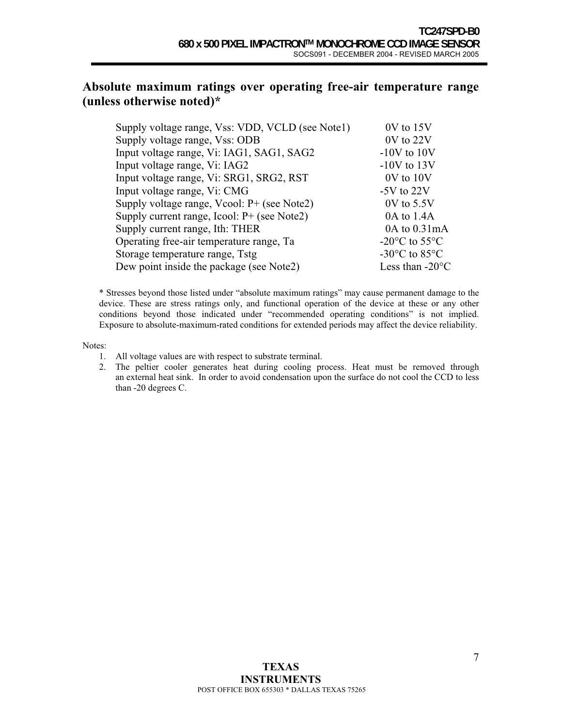## Absolute maximum ratings over operating free-air temperature range (unless otherwise noted)*

| | |
|---|---|
| Supply voltage range, Vss: VDD, VCLD (see Note1) | 0V to 15V |
| Supply voltage range, Vss: ODB | 0V to 22V |
| Input voltage range, Vi: IAG1, SAG1, SAG2 | -10V to 10V |
| Input voltage range, Vi: IAG2 | -10V to 13V |
| Input voltage range, Vi: SRG1, SRG2, RST | 0V to 10V |
| Input voltage range, Vi: CMG | -5V to 22V |
| Supply voltage range, Vcool: P+ (see Note2) | 0V to 5.5V |
| Supply current range, Icool: P+ (see Note2) | 0A to 1.4A |
| Supply current range, Ith: THER | 0A to 0.31mA |
| Operating free-air temperature range, Ta | -20°C to 55°C |
| Storage temperature range, Tstg | -30°C to 85°C |
| Dew point inside the package (see Note2) | Less than -20°C |

* Stresses beyond those listed under "absolute maximum ratings" may cause permanent damage to the device. These are stress ratings only, and functional operation of the device at these or any other conditions beyond those indicated under "recommended operating conditions" is not implied. Exposure to absolute-maximum-rated conditions for extended periods may affect the device reliability.

Notes:

1. All voltage values are with respect to substrate terminal.
2. The peltier cooler generates heat during cooling process. Heat must be removed through an external heat sink. In order to avoid condensation upon the surface do not cool the CCD to less than -20 degrees C.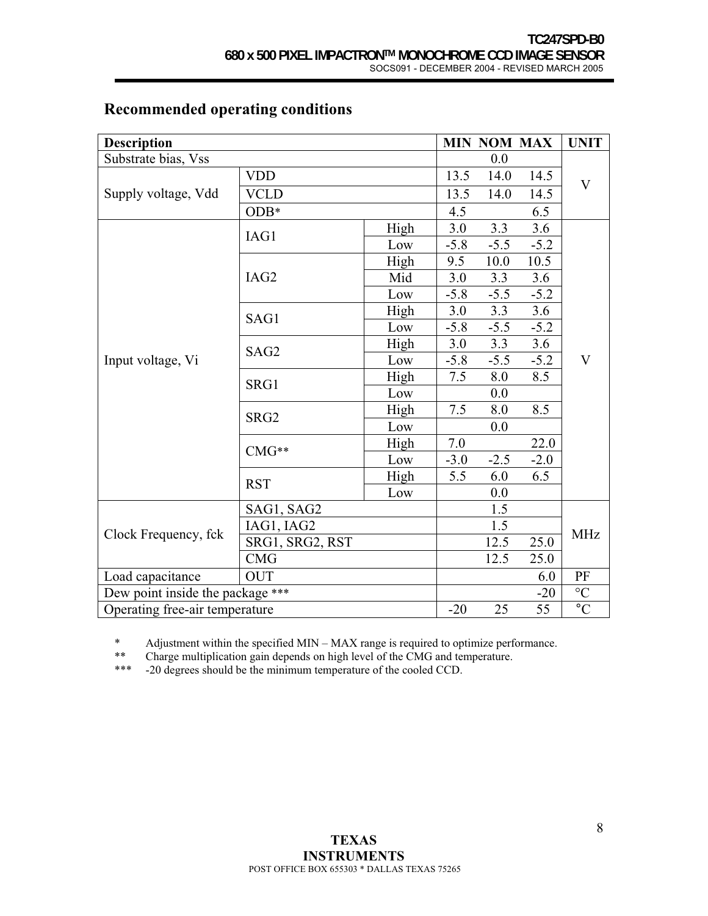## Recommended operating conditions

| Description | | | MIN | NOM | MAX | UNIT |
|---|---|---|---|---|---|---|
| Substrate bias, Vss | | | | 0.0 | | V |
| Supply voltage, Vdd | VDD | | 13.5 | 14.0 | 14.5 | |
| | VCLD | | 13.5 | 14.0 | 14.5 | |
| | ODB* | | 4.5 | | 6.5 | |
| Input voltage, Vi | IAG1 | High | 3.0 | 3.3 | 3.6 | V |
| | | Low | -5.8 | -5.5 | -5.2 | |
| | IAG2 | High | 9.5 | 10.0 | 10.5 | |
| | | Mid | 3.0 | 3.3 | 3.6 | |
| | | Low | -5.8 | -5.5 | -5.2 | |
| | SAG1 | High | 3.0 | 3.3 | 3.6 | |
| | | Low | -5.8 | -5.5 | -5.2 | |
| | SAG2 | High | 3.0 | 3.3 | 3.6 | |
| | | Low | -5.8 | -5.5 | -5.2 | |
| | SRG1 | High | 7.5 | 8.0 | 8.5 | |
| | | Low | | 0.0 | | |
| | SRG2 | High | 7.5 | 8.0 | 8.5 | |
| | | Low | | 0.0 | | |
| | CMG** | High | 7.0 | | 22.0 | |
| | | Low | -3.0 | -2.5 | -2.0 | |
| | RST | High | 5.5 | 6.0 | 6.5 | |
| | | Low | | 0.0 | | |
| Clock Frequency, fck | SAG1, SAG2 | | | 1.5 | | MHz |
| | IAG1, IAG2 | | | 1.5 | | |
| | SRG1, SRG2, RST | | | 12.5 | 25.0 | |
| | CMG | | | 12.5 | 25.0 | |
| Load capacitance | OUT | | | | 6.0 | PF |
| Dew point inside the package *** | | | | | -20 | °C |
| Operating free-air temperature | | | -20 | 25 | 55 | °C |

\* Adjustment within the specified MIN – MAX range is required to optimize performance.

\** Charge multiplication gain depends on high level of the CMG and temperature.

\*** -20 degrees should be the minimum temperature of the cooled CCD.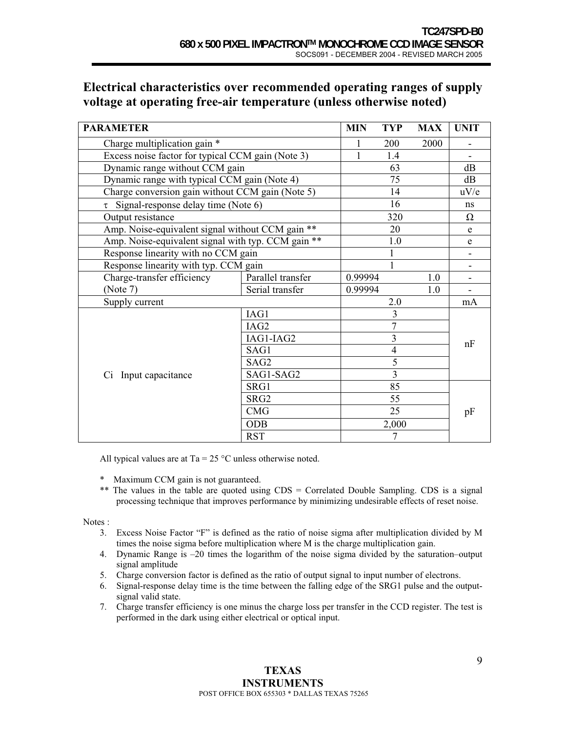## Electrical characteristics over recommended operating ranges of supply voltage at operating free-air temperature (unless otherwise noted)

| PARAMETER | | MIN | TYP | MAX | UNIT |
|---|---|---|---|---|---|
| Charge multiplication gain * | | 1 | 200 | 2000 | - |
| Excess noise factor for typical CCM gain (Note 3) | | 1 | 1.4 | | - |
| Dynamic range without CCM gain | | | 63 | | dB |
| Dynamic range with typical CCM gain (Note 4) | | | 75 | | dB |
| Charge conversion gain without CCM gain (Note 5) | | | 14 | | uV/e |
| τ Signal-response delay time (Note 6) | | | 16 | | ns |
| Output resistance | | | 320 | | Ω |
| Amp. Noise-equivalent signal without CCM gain ** | | | 20 | | e |
| Amp. Noise-equivalent signal with typ. CCM gain ** | | | 1.0 | | e |
| Response linearity with no CCM gain | | | 1 | | - |
| Response linearity with typ. CCM gain | | | 1 | | - |
| Charge-transfer efficiency (Note 7) | Parallel transfer | 0.99994 | | 1.0 | - |
| | Serial transfer | 0.99994 | | 1.0 | - |
| Supply current | | | 2.0 | | mA |
| Ci Input capacitance | IAG1 | | 3 | | nF |
| | IAG2 | | 7 | | nF |
| | IAG1-IAG2 | | 3 | | nF |
| | SAG1 | | 4 | | nF |
| | SAG2 | | 5 | | nF |
| | SAG1-SAG2 | | 3 | | nF |
| | SRG1 | | 85 | | pF |
| | SRG2 | | 55 | | pF |
| | CMG | | 25 | | pF |
| | ODB | | 2,000 | | pF |
| | RST | | 7 | | pF |

All typical values are at Ta = 25 °C unless otherwise noted.

\* Maximum CCM gain is not guaranteed.

\*\* The values in the table are quoted using CDS = Correlated Double Sampling. CDS is a signal processing technique that improves performance by minimizing undesirable effects of reset noise.

Notes :

3. Excess Noise Factor "F" is defined as the ratio of noise sigma after multiplication divided by M times the noise sigma before multiplication where M is the charge multiplication gain.
4. Dynamic Range is –20 times the logarithm of the noise sigma divided by the saturation–output signal amplitude
5. Charge conversion factor is defined as the ratio of output signal to input number of electrons.
6. Signal-response delay time is the time between the falling edge of the SRG1 pulse and the output-signal valid state.
7. Charge transfer efficiency is one minus the charge loss per transfer in the CCD register. The test is performed in the dark using either electrical or optical input.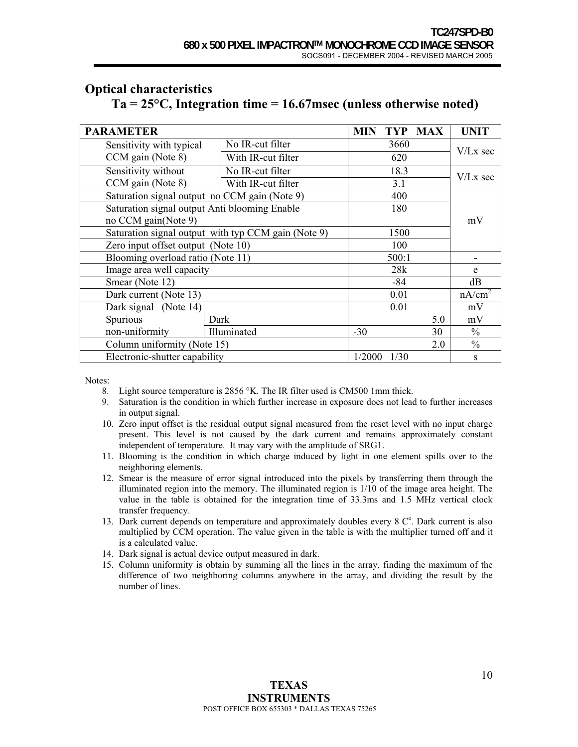## Optical characteristics

### Ta = 25°C, Integration time = 16.67msec (unless otherwise noted)

| PARAMETER | | MIN | TYP | MAX | UNIT |
|---|---|---|---|---|---|
| Sensitivity with typical CCM gain (Note 8) | No IR-cut filter | | 3660 | | V/Lx sec |
| | With IR-cut filter | | 620 | | |
| Sensitivity without CCM gain (Note 8) | No IR-cut filter | | 18.3 | | V/Lx sec |
| | With IR-cut filter | | 3.1 | | |
| Saturation signal output no CCM gain (Note 9) | | | 400 | | mV |
| Saturation signal output Anti blooming Enable no CCM gain(Note 9) | | | 180 | | |
| Saturation signal output with typ CCM gain (Note 9) | | | 1500 | | |
| Zero input offset output (Note 10) | | | 100 | | |
| Blooming overload ratio (Note 11) | | | 500:1 | | - |
| Image area well capacity | | | 28k | | e |
| Smear (Note 12) | | | -84 | | dB |
| Dark current (Note 13) | | | 0.01 | | $nA/cm^2$ |
| Dark signal (Note 14) | | | 0.01 | | mV |
| Spurious non-uniformity | Dark | | | 5.0 | mV |
| | Illuminated | -30 | | 30 | % |
| Column uniformity (Note 15) | | | | 2.0 | % |
| Electronic-shutter capability | | 1/2000 | 1/30 | | s |

Notes:

8. Light source temperature is 2856 °K. The IR filter used is CM500 1mm thick.
9. Saturation is the condition in which further increase in exposure does not lead to further increases in output signal.
10. Zero input offset is the residual output signal measured from the reset level with no input charge present. This level is not caused by the dark current and remains approximately constant independent of temperature. It may vary with the amplitude of SRG1.
11. Blooming is the condition in which charge induced by light in one element spills over to the neighboring elements.
12. Smear is the measure of error signal introduced into the pixels by transferring them through the illuminated region into the memory. The illuminated region is 1/10 of the image area height. The value in the table is obtained for the integration time of 33.3ms and 1.5 MHz vertical clock transfer frequency.
13. Dark current depends on temperature and approximately doubles every 8 C°. Dark current is also multiplied by CCM operation. The value given in the table is with the multiplier turned off and it is a calculated value.
14. Dark signal is actual device output measured in dark.
15. Column uniformity is obtain by summing all the lines in the array, finding the maximum of the difference of two neighboring columns anywhere in the array, and dividing the result by the number of lines.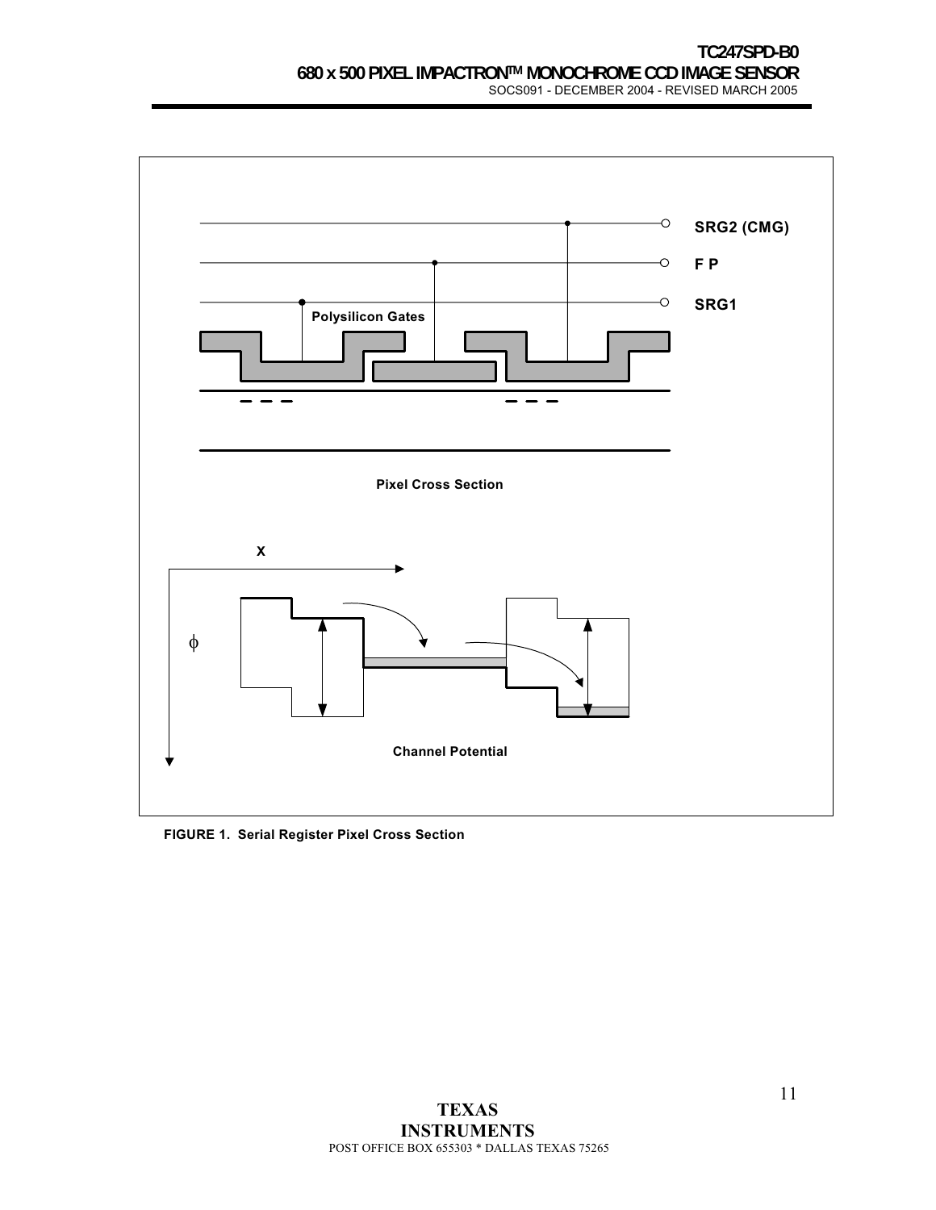SRG2 (CMG)

F P

SRG1

Polysilicon Gates

Pixel Cross Section

X

$\phi$

Channel Potential

FIGURE 1. Serial Register Pixel Cross Section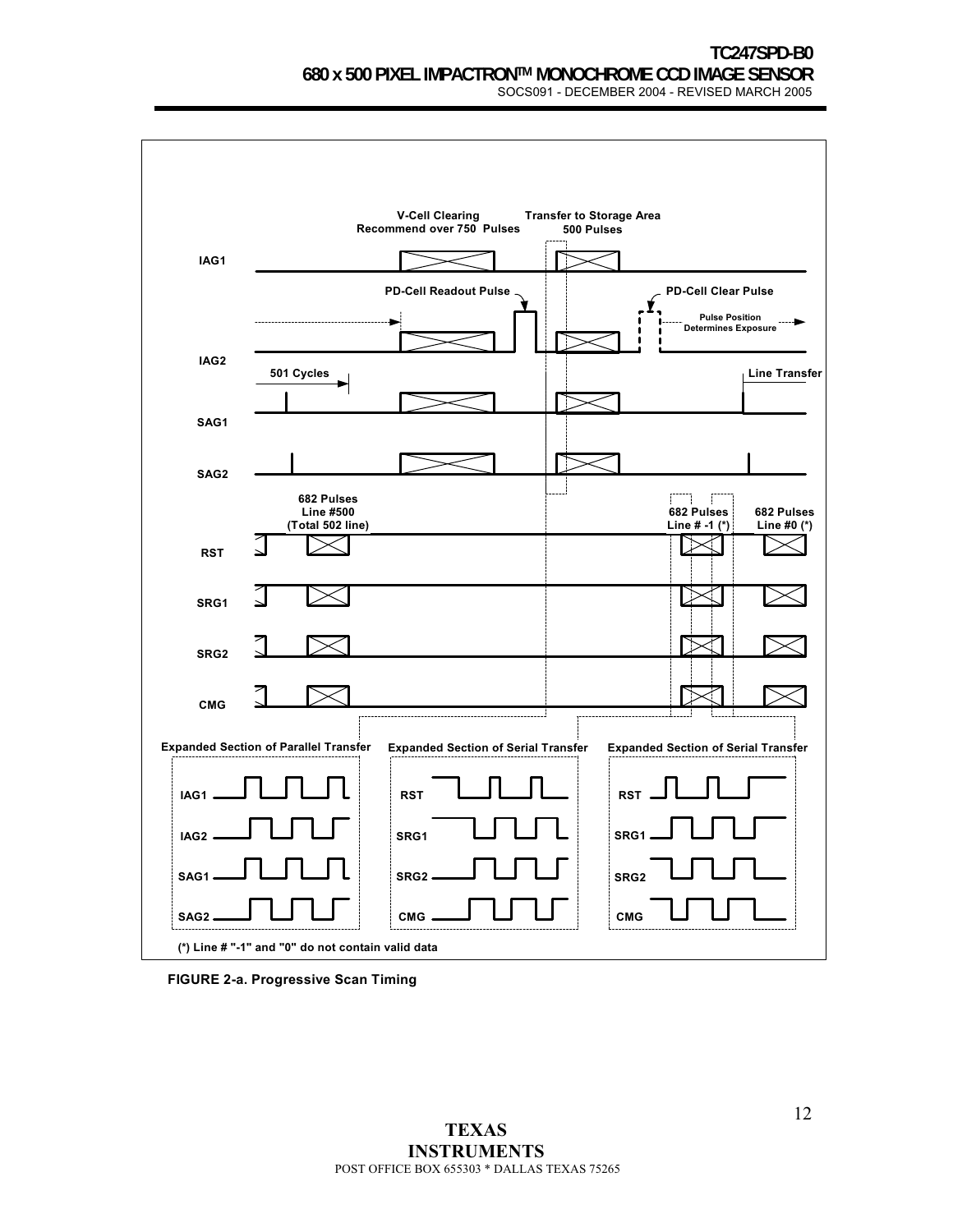V-Cell Clearing
Recommend over 750 Pulses

Transfer to Storage Area
500 Pulses

IAG1

PD-Cell Readout Pulse

PD-Cell Clear Pulse

Pulse Position
Determines Exposure

IAG2

501 Cycles

Line Transfer

SAG1

SAG2

682 Pulses
Line #500
(Total 502 line)

682 Pulses
Line # -1 (*)

682 Pulses
Line #0 (*)

RST

SRG1

SRG2

CMG

Expanded Section of Parallel Transfer

IAG1

IAG2

SAG1

SAG2

Expanded Section of Serial Transfer

RST

SRG1

SRG2

CMG

Expanded Section of Serial Transfer

RST

SRG1

SRG2

CMG

(*) Line # "-1" and "0" do not contain valid data

**FIGURE 2-a. Progressive Scan Timing**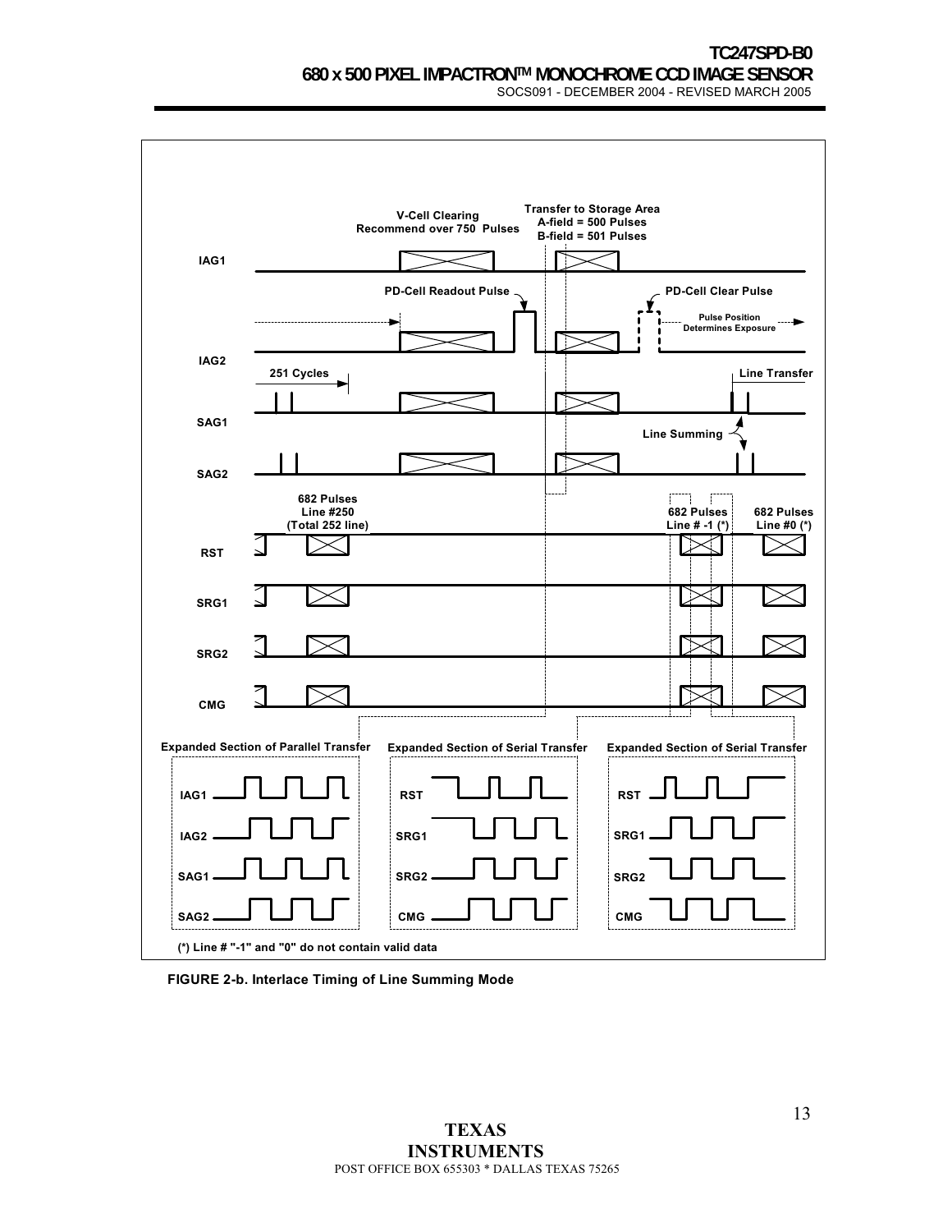V-Cell Clearing
Recommend over 750 Pulses

Transfer to Storage Area
A-field = 500 Pulses
B-field = 501 Pulses

IAG1

PD-Cell Readout Pulse

PD-Cell Clear Pulse

Pulse Position
Determines Exposure

IAG2

251 Cycles

Line Transfer

SAG1

Line Summing

SAG2

682 Pulses
Line #250
(Total 252 line)

682 Pulses
Line # -1 (*)

682 Pulses
Line #0 (*)

RST

SRG1

SRG2

CMG

Expanded Section of Parallel Transfer

IAG1
IAG2
SAG1
SAG2

Expanded Section of Serial Transfer

RST
SRG1
SRG2
CMG

Expanded Section of Serial Transfer

RST
SRG1
SRG2
CMG

(*) Line # "-1" and "0" do not contain valid data

FIGURE 2-b. Interlace Timing of Line Summing Mode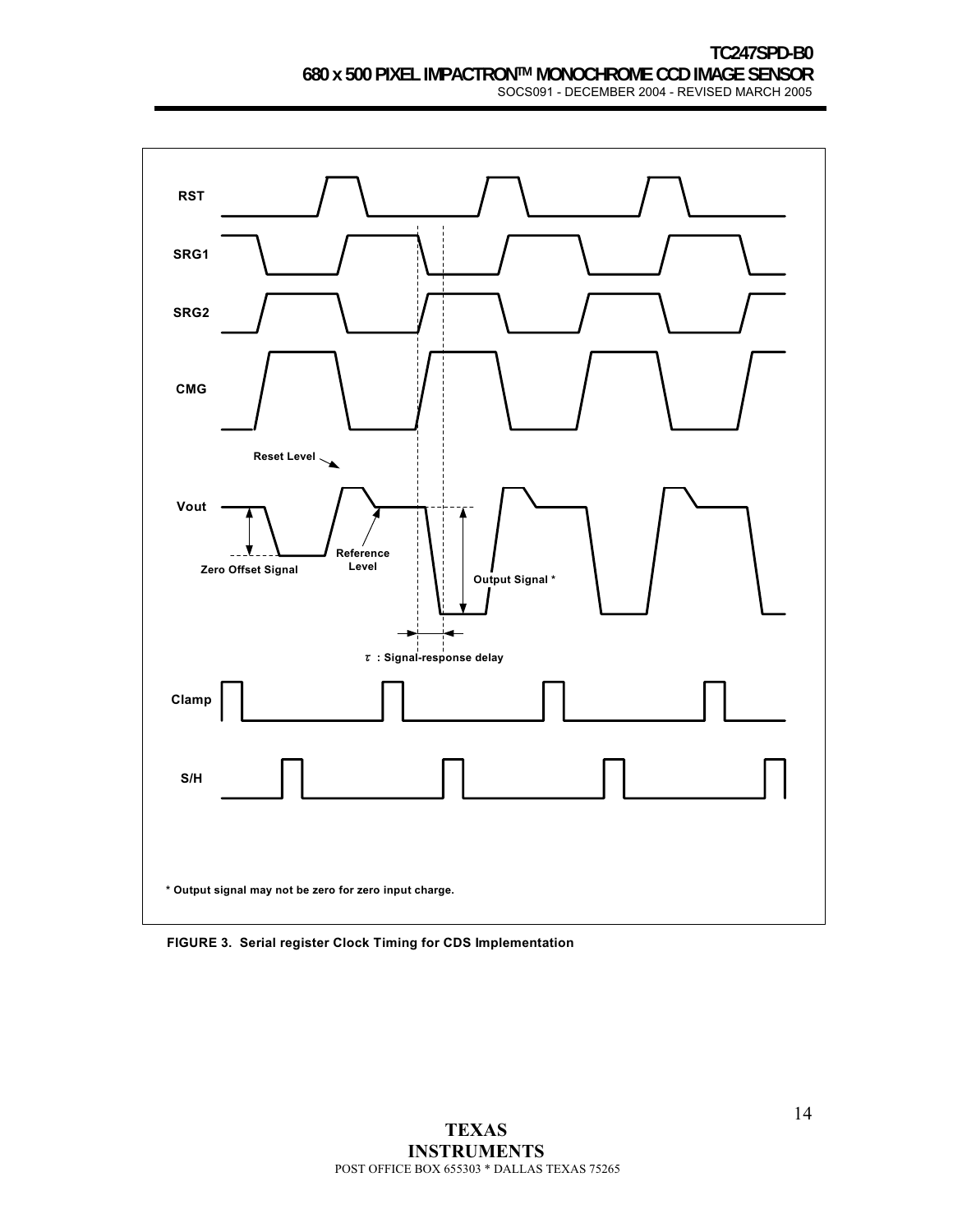RST

SRG1

SRG2

CMG

Reset Level

Vout

Reference Level

Zero Offset Signal

Output Signal *

$\tau$ : Signal-response delay

Clamp

S/H

* Output signal may not be zero for zero input charge.

**FIGURE 3. Serial register Clock Timing for CDS Implementation**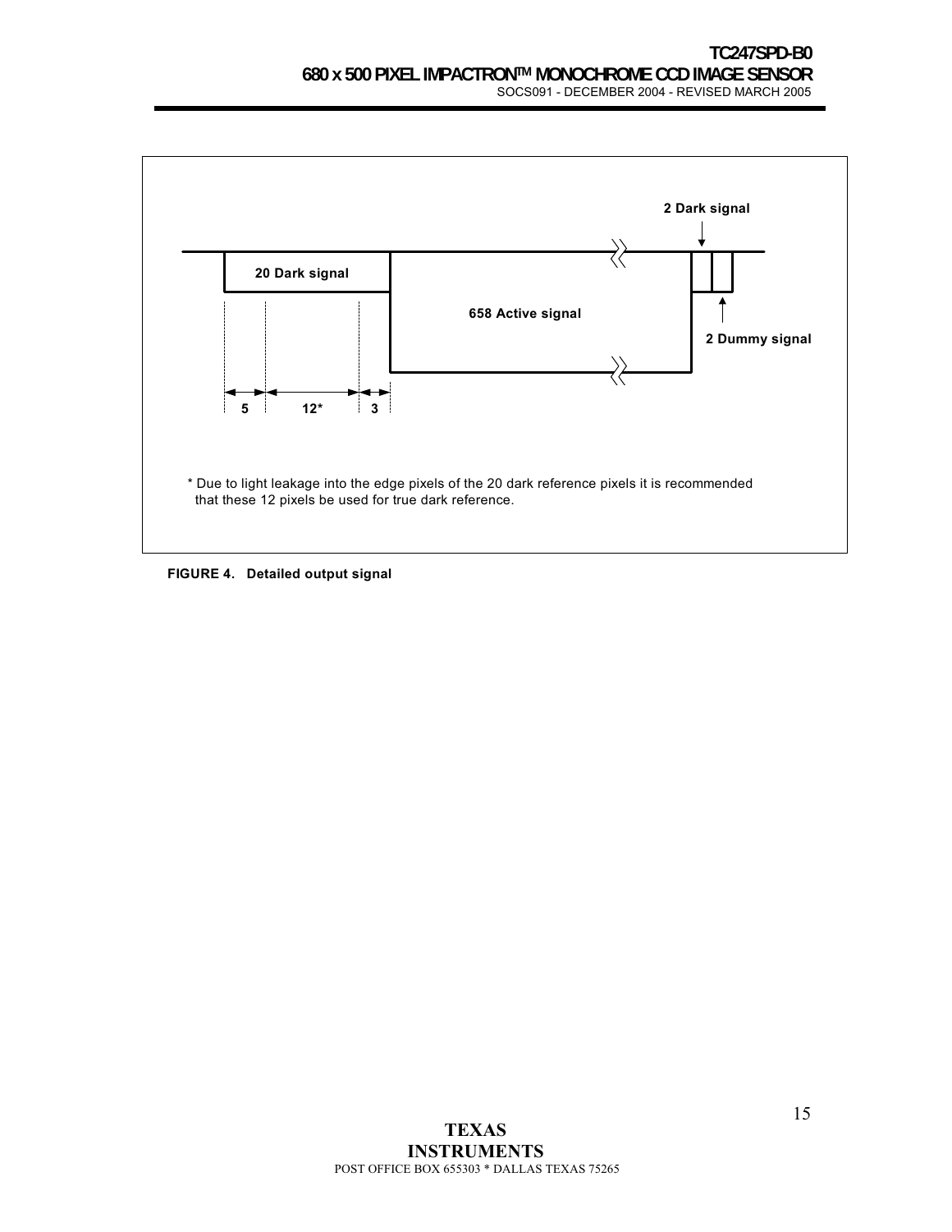2 Dark signal

20 Dark signal

658 Active signal

2 Dummy signal

5 12* 3

* Due to light leakage into the edge pixels of the 20 dark reference pixels it is recommended that these 12 pixels be used for true dark reference.

**FIGURE 4. Detailed output signal**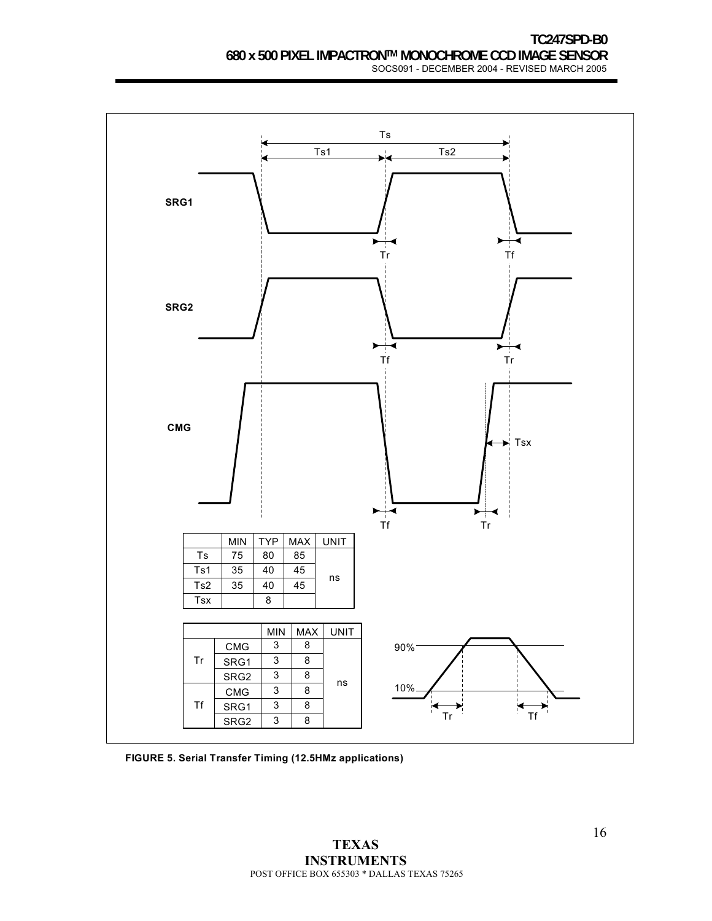| | MIN | TYP | MAX | UNIT |
|---|---|---|---|---|
| Ts | 75 | 80 | 85 | ns |
| Ts1 | 35 | 40 | 45 | |
| Ts2 | 35 | 40 | 45 | |
| Tsx | | 8 | | |

| | | MIN | MAX | UNIT |
|---|---|---|---|---|
| Tr | CMG | 3 | 8 | ns |
| | SRG1 | 3 | 8 | |
| | SRG2 | 3 | 8 | |
| Tf | CMG | 3 | 8 | |
| | SRG1 | 3 | 8 | |
| | SRG2 | 3 | 8 | |

**FIGURE 5. Serial Transfer Timing (12.5HMz applications)**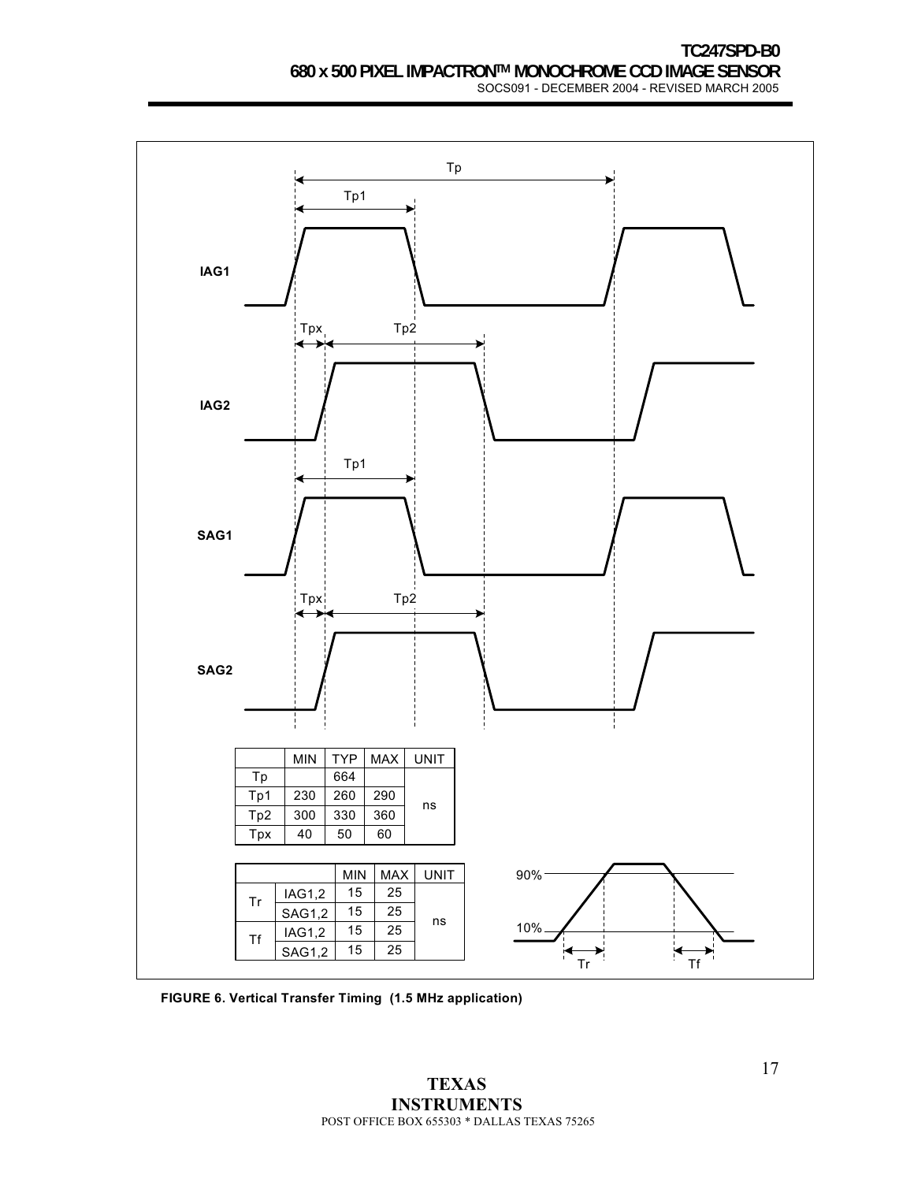| | MIN | TYP | MAX | UNIT |
|---|---|---|---|---|
| Tp | | 664 | | ns |
| Tp1 | 230 | 260 | 290 | |
| Tp2 | 300 | 330 | 360 | |
| Tpx | 40 | 50 | 60 | |

| | | MIN | MAX | UNIT |
|---|---|---|---|---|
| Tr | IAG1,2 | 15 | 25 | ns |
| | SAG1,2 | 15 | 25 | |
| Tf | IAG1,2 | 15 | 25 | |
| | SAG1,2 | 15 | 25 | |

**FIGURE 6. Vertical Transfer Timing (1.5 MHz application)**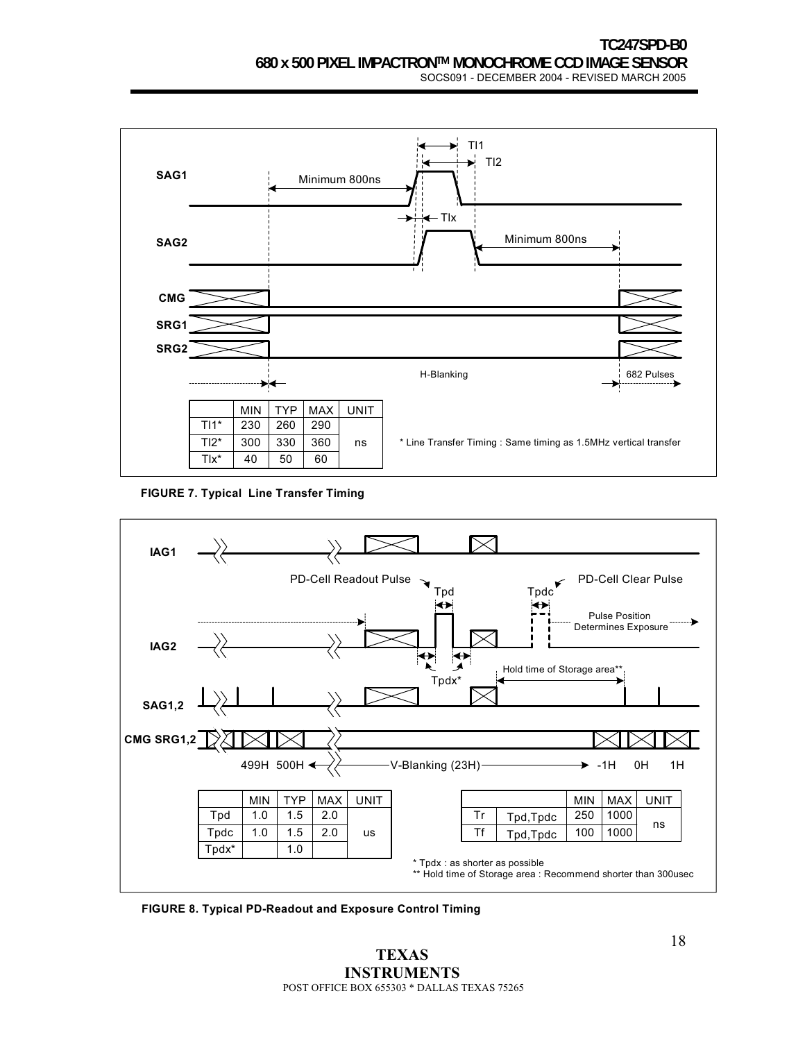| | MIN | TYP | MAX | UNIT |
|---|---|---|---|---|
| Tl1* | 230 | 260 | 290 | ns |
| Tl2* | 300 | 330 | 360 | |
| Tlx* | 40 | 50 | 60 | |

\* Line Transfer Timing : Same timing as 1.5MHz vertical transfer

**FIGURE 7. Typical Line Transfer Timing**

| | MIN | TYP | MAX | UNIT |
|---|---|---|---|---|
| Tpd | 1.0 | 1.5 | 2.0 | us |
| Tpdc | 1.0 | 1.5 | 2.0 | |
| Tpdx* | | 1.0 | | |

| | | MIN | MAX | UNIT |
|---|---|---|---|---|
| Tr | Tpd,Tpdc | 250 | 1000 | ns |
| Tf | Tpd,Tpdc | 100 | 1000 | |

\* Tpdx : as shorter as possible
\*\* Hold time of Storage area : Recommend shorter than 300usec

**FIGURE 8. Typical PD-Readout and Exposure Control Timing**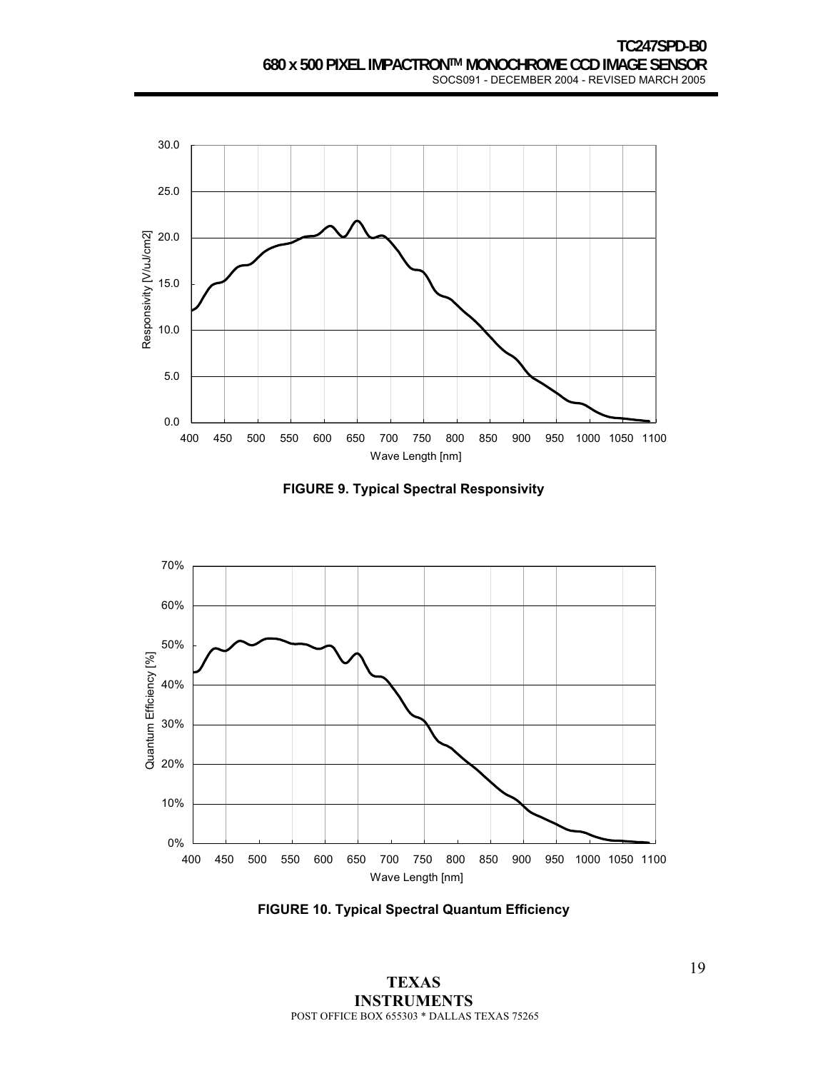FIGURE 9. Typical Spectral Responsivity

FIGURE 10. Typical Spectral Quantum Efficiency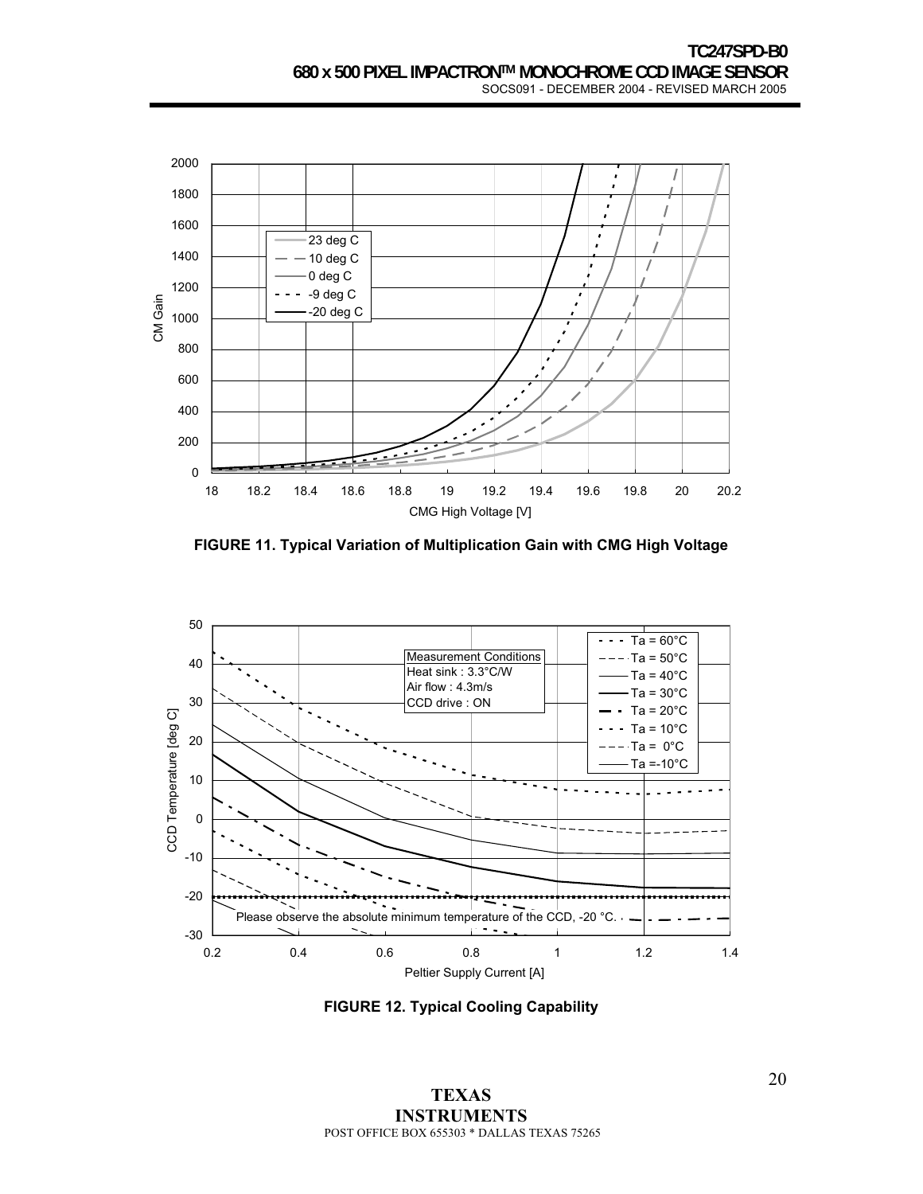FIGURE 11. Typical Variation of Multiplication Gain with CMG High Voltage

FIGURE 12. Typical Cooling Capability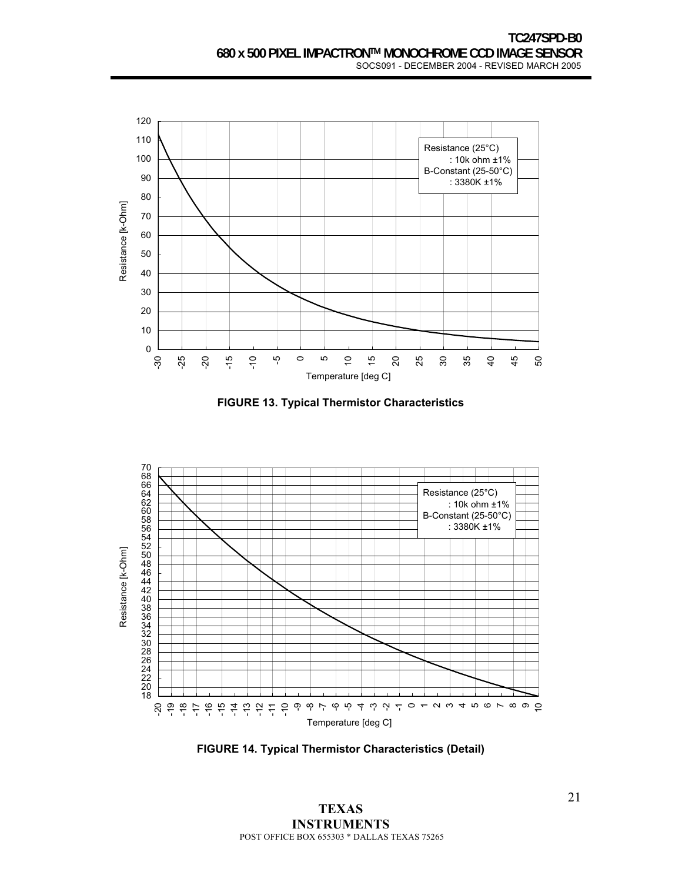FIGURE 13. Typical Thermistor Characteristics

FIGURE 14. Typical Thermistor Characteristics (Detail)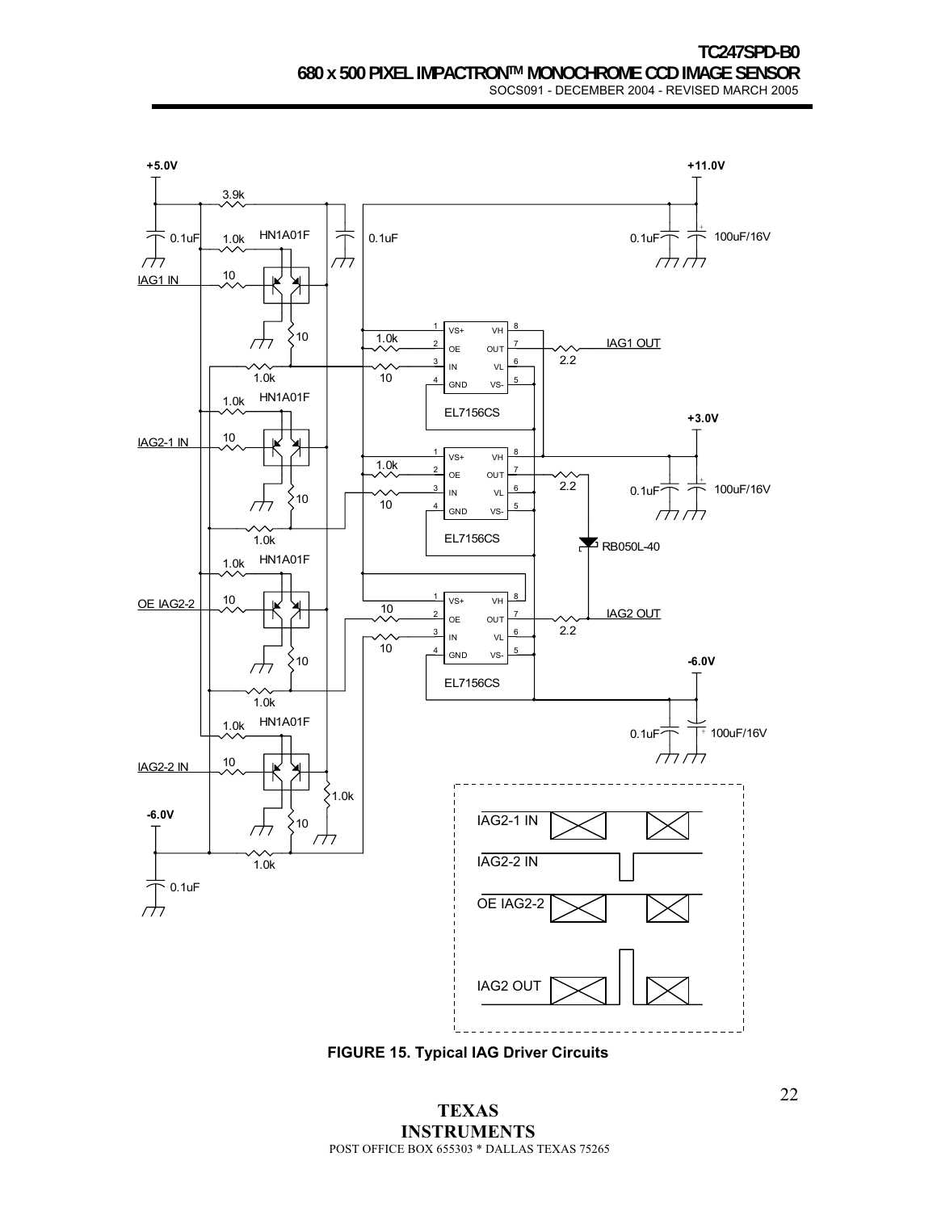**FIGURE 15. Typical IAG Driver Circuits**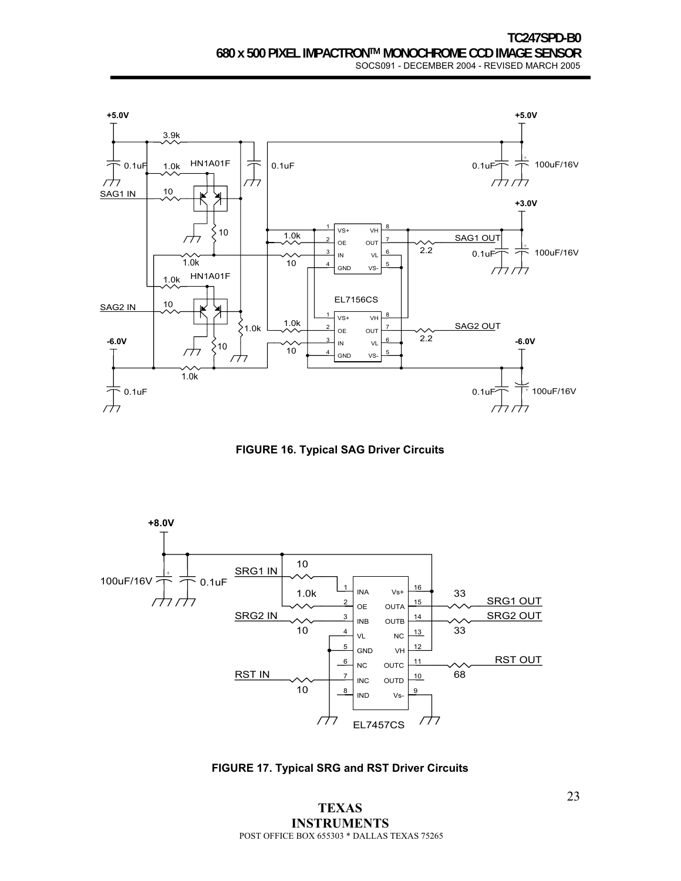FIGURE 16. Typical SAG Driver Circuits

FIGURE 17. Typical SRG and RST Driver Circuits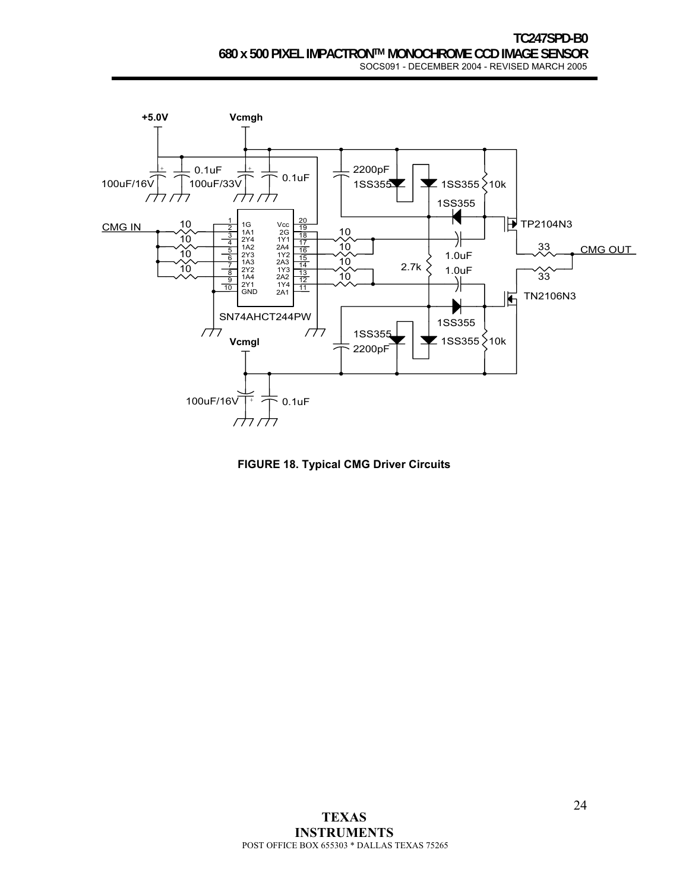FIGURE 18. Typical CMG Driver Circuits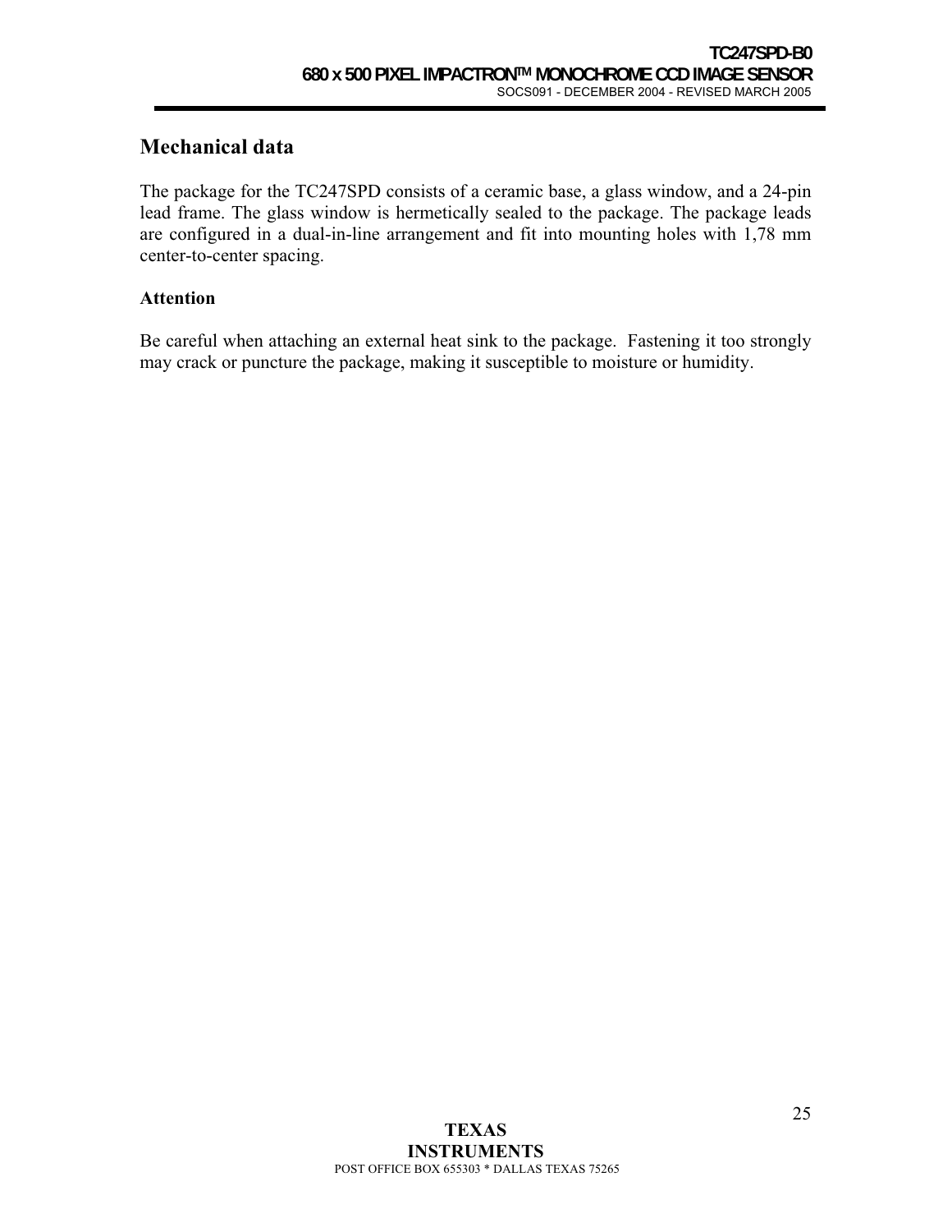# Mechanical data

The package for the TC247SPD consists of a ceramic base, a glass window, and a 24-pin lead frame. The glass window is hermetically sealed to the package. The package leads are configured in a dual-in-line arrangement and fit into mounting holes with 1,78 mm center-to-center spacing.

### Attention

Be careful when attaching an external heat sink to the package. Fastening it too strongly may crack or puncture the package, making it susceptible to moisture or humidity.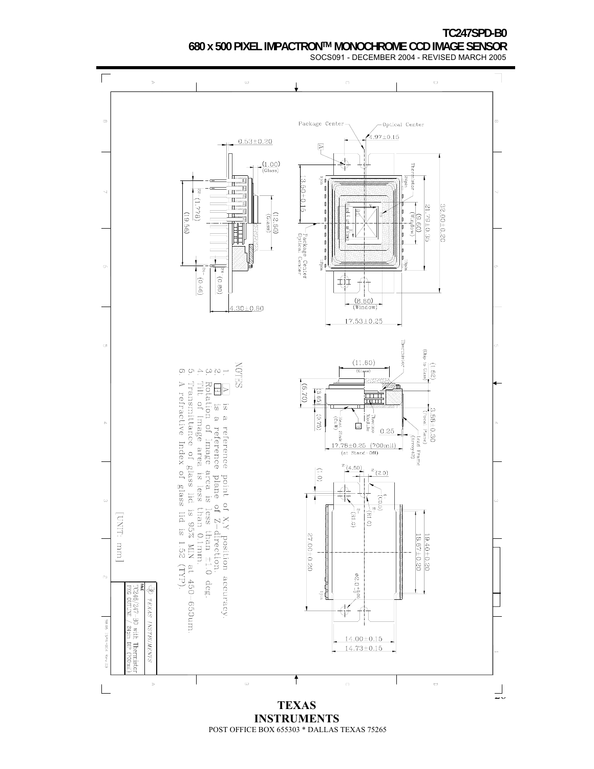NOTES

1. A is a reference point of X,Y position accuracy.
2. B is a reference plane of Z-direction.
3. Rotation of image area is less than ±1.0 deg.
4. Tilt of image area is less than 0.1mm.
5. Transmittance of glass lid is 95% MIN at 450-650um.
6. A refractive Index of glass lid is 1.52 (TYP).

[UNIT: mm]

TEXAS INSTRUMENTS

TC246/247-B0 with Thermistor PKG OUTLINE / 24pin DIP (700mil)

Package Center — Optical Center

4.97±0.15

0.53±0.20

(1.00) (Glass)

13.50±0.15

Thermistor 24pin

32.00±0.20

21.79±0.35

(9.60) (Window)

(12.80) (Glass)

(1.778)

(19.56)

Package Center Optical Center

1pin

12pin

13pin

(0.80)

(0.46)

4.30±0.50

(8.60) (Window)

17.53±0.25

(11.60) (Glass)

(1.62) (Chip to Glass)

Thermistor

(6.70)

(3.65)

(0.75)

Thermo Module

Heat Sink (CuW)

3.58±0.30 (Focal Plane)

Lead Frame (Alloy42)

0.25

17.78±0.25 (700mil) (at Stand-Off)

(4.50)

(2.0)

(1.0)

(C0.5)

(R1.0)

27.00±0.20

19.40±0.20

18.67±0.20

Ø3.0+0.05/−0

1pin

14.00±0.15

14.73±0.15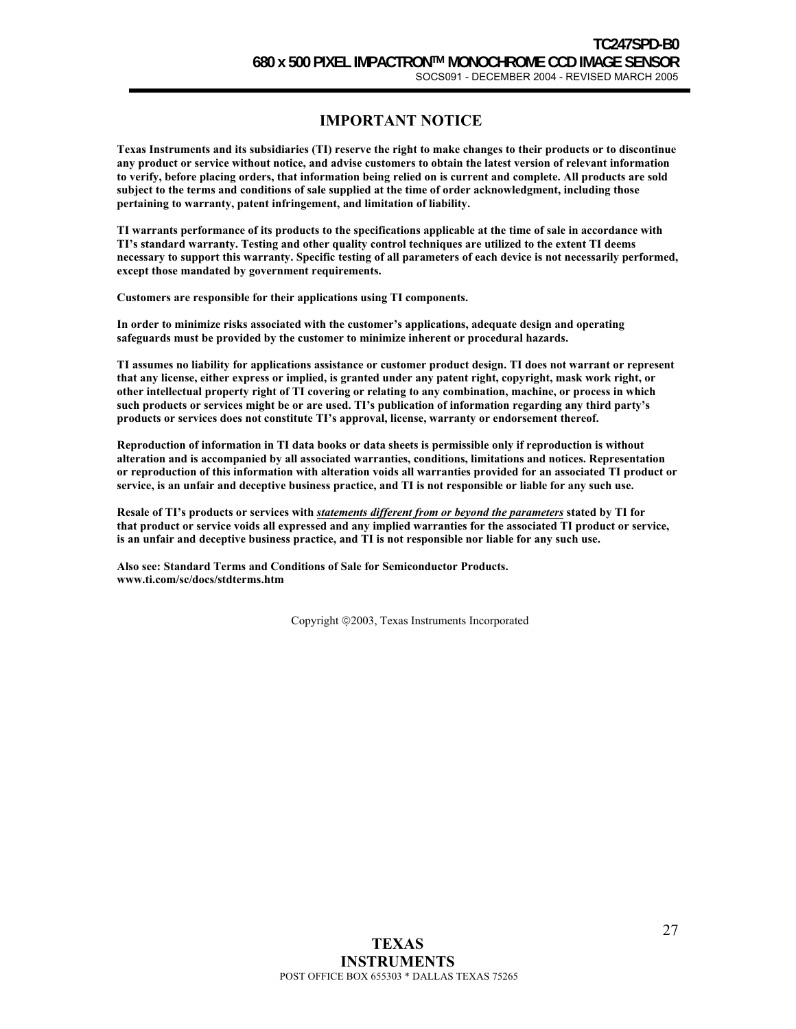# IMPORTANT NOTICE

**Texas Instruments and its subsidiaries (TI) reserve the right to make changes to their products or to discontinue any product or service without notice, and advise customers to obtain the latest version of relevant information to verify, before placing orders, that information being relied on is current and complete. All products are sold subject to the terms and conditions of sale supplied at the time of order acknowledgment, including those pertaining to warranty, patent infringement, and limitation of liability.**

**TI warrants performance of its products to the specifications applicable at the time of sale in accordance with TI's standard warranty. Testing and other quality control techniques are utilized to the extent TI deems necessary to support this warranty. Specific testing of all parameters of each device is not necessarily performed, except those mandated by government requirements.**

**Customers are responsible for their applications using TI components.**

**In order to minimize risks associated with the customer's applications, adequate design and operating safeguards must be provided by the customer to minimize inherent or procedural hazards.**

**TI assumes no liability for applications assistance or customer product design. TI does not warrant or represent that any license, either express or implied, is granted under any patent right, copyright, mask work right, or other intellectual property right of TI covering or relating to any combination, machine, or process in which such products or services might be or are used. TI's publication of information regarding any third party's products or services does not constitute TI's approval, license, warranty or endorsement thereof.**

**Reproduction of information in TI data books or data sheets is permissible only if reproduction is without alteration and is accompanied by all associated warranties, conditions, limitations and notices. Representation or reproduction of this information with alteration voids all warranties provided for an associated TI product or service, is an unfair and deceptive business practice, and TI is not responsible or liable for any such use.**

**Resale of TI's products or services with *statements different from or beyond the parameters* stated by TI for that product or service voids all expressed and any implied warranties for the associated TI product or service, is an unfair and deceptive business practice, and TI is not responsible nor liable for any such use.**

**Also see: Standard Terms and Conditions of Sale for Semiconductor Products.**
**www.ti.com/sc/docs/stdterms.htm**

Copyright ©2003, Texas Instruments Incorporated

**TEXAS INSTRUMENTS**

POST OFFICE BOX 655303 * DALLAS TEXAS 75265